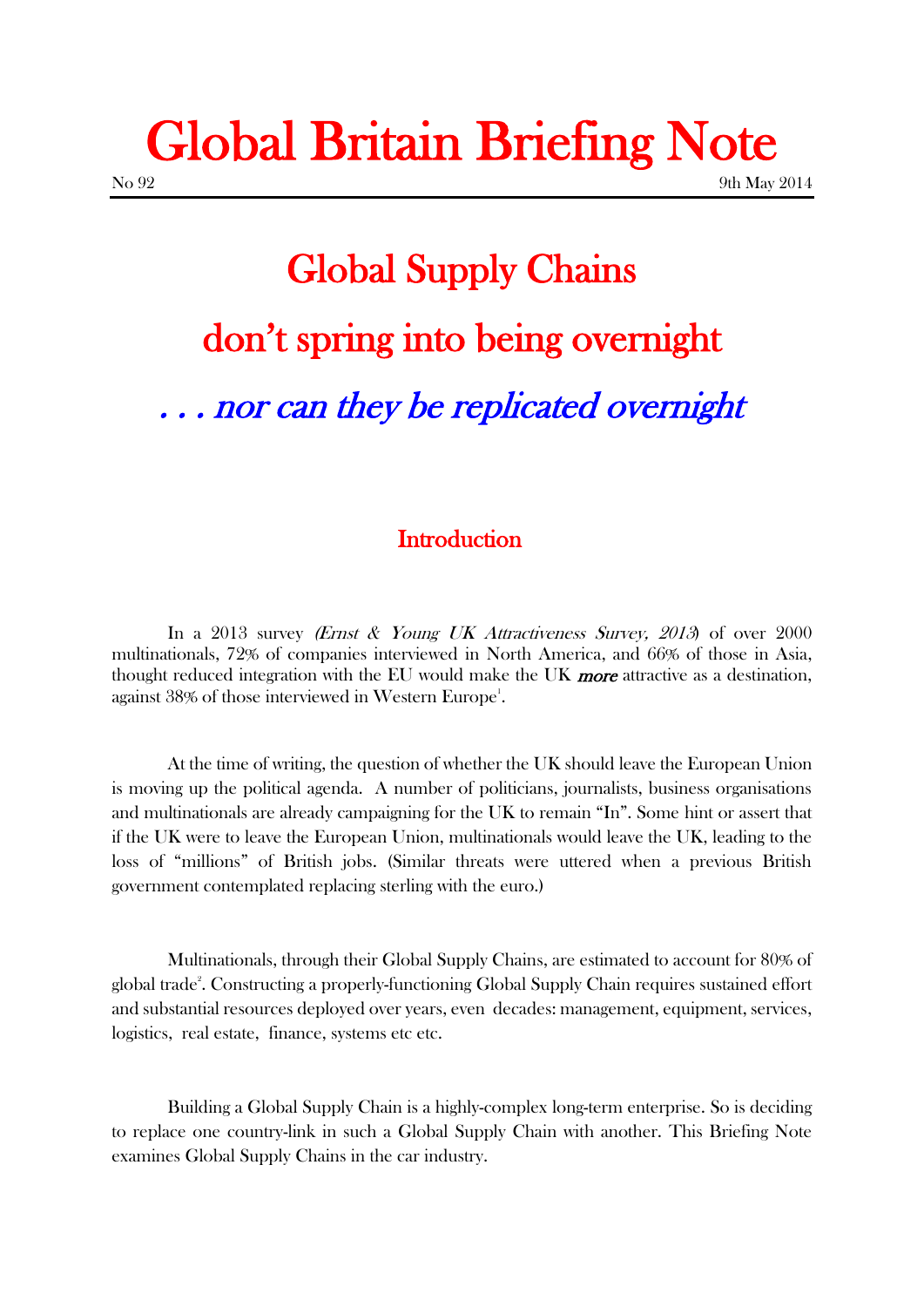# Global Britain Briefing Note

No 92 9th May 2014

## Global Supply Chains don't spring into being overnight

### *. . . nor can they be replicated overnight*

### Introduction

In a 2013 survey *(Ernst & Young UK Attractiveness Survey, 2013*) of over 2000 multinationals, 72% of companies interviewed in North America, and 66% of those in Asia, thought reduced integration with the EU would make the UK ***more*** attractive as a destination, against 38% of those interviewed in Western Europe[1].

At the time of writing, the question of whether the UK should leave the European Union is moving up the political agenda. A number of politicians, journalists, business organisations and multinationals are already campaigning for the UK to remain "In". Some hint or assert that if the UK were to leave the European Union, multinationals would leave the UK, leading to the loss of "millions" of British jobs. (Similar threats were uttered when a previous British government contemplated replacing sterling with the euro.)

Multinationals, through their Global Supply Chains, are estimated to account for 80% of global trade[2]. Constructing a properly-functioning Global Supply Chain requires sustained effort and substantial resources deployed over years, even decades: management, equipment, services, logistics, real estate, finance, systems etc etc.

Building a Global Supply Chain is a highly-complex long-term enterprise. So is deciding to replace one country-link in such a Global Supply Chain with another. This Briefing Note examines Global Supply Chains in the car industry.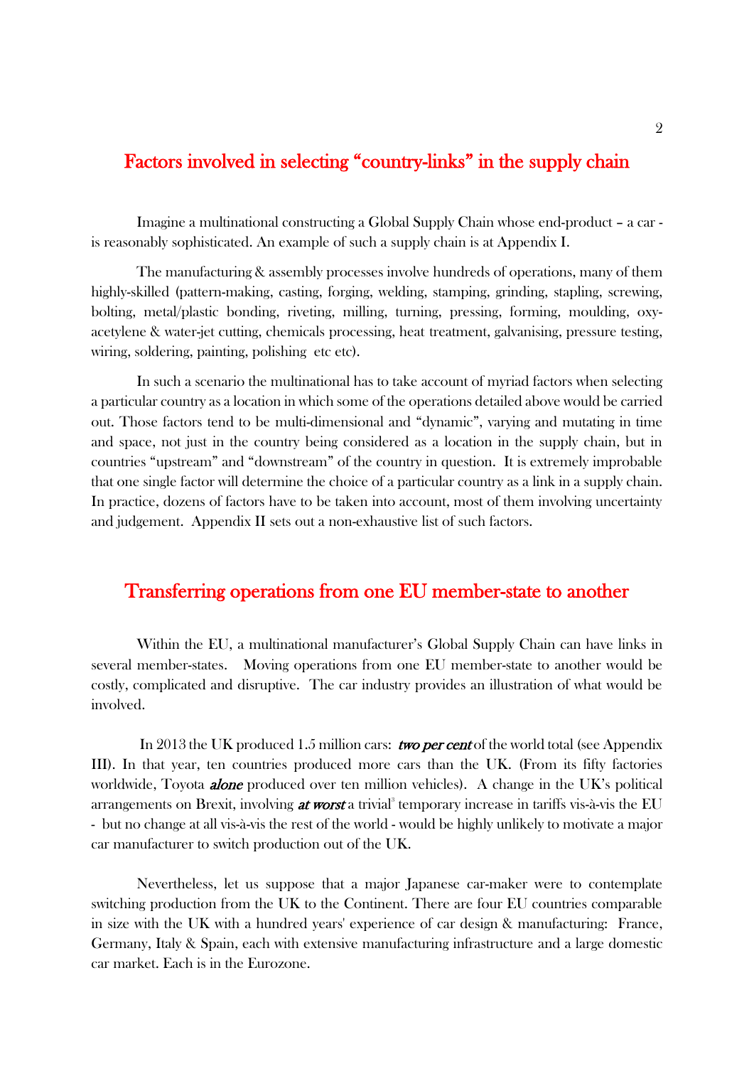## Factors involved in selecting "country-links" in the supply chain

Imagine a multinational constructing a Global Supply Chain whose end-product – a car - is reasonably sophisticated. An example of such a supply chain is at Appendix I.

The manufacturing & assembly processes involve hundreds of operations, many of them highly-skilled (pattern-making, casting, forging, welding, stamping, grinding, stapling, screwing, bolting, metal/plastic bonding, riveting, milling, turning, pressing, forming, moulding, oxy-acetylene & water-jet cutting, chemicals processing, heat treatment, galvanising, pressure testing, wiring, soldering, painting, polishing etc etc).

In such a scenario the multinational has to take account of myriad factors when selecting a particular country as a location in which some of the operations detailed above would be carried out. Those factors tend to be multi-dimensional and "dynamic", varying and mutating in time and space, not just in the country being considered as a location in the supply chain, but in countries "upstream" and "downstream" of the country in question. It is extremely improbable that one single factor will determine the choice of a particular country as a link in a supply chain. In practice, dozens of factors have to be taken into account, most of them involving uncertainty and judgement. Appendix II sets out a non-exhaustive list of such factors.

## Transferring operations from one EU member-state to another

Within the EU, a multinational manufacturer's Global Supply Chain can have links in several member-states. Moving operations from one EU member-state to another would be costly, complicated and disruptive. The car industry provides an illustration of what would be involved.

In 2013 the UK produced 1.5 million cars: ***two per cent*** of the world total (see Appendix III). In that year, ten countries produced more cars than the UK. (From its fifty factories worldwide, Toyota ***alone*** produced over ten million vehicles). A change in the UK's political arrangements on Brexit, involving ***at worst*** a trivial[3] temporary increase in tariffs vis-à-vis the EU - but no change at all vis-à-vis the rest of the world - would be highly unlikely to motivate a major car manufacturer to switch production out of the UK.

Nevertheless, let us suppose that a major Japanese car-maker were to contemplate switching production from the UK to the Continent. There are four EU countries comparable in size with the UK with a hundred years' experience of car design & manufacturing: France, Germany, Italy & Spain, each with extensive manufacturing infrastructure and a large domestic car market. Each is in the Eurozone.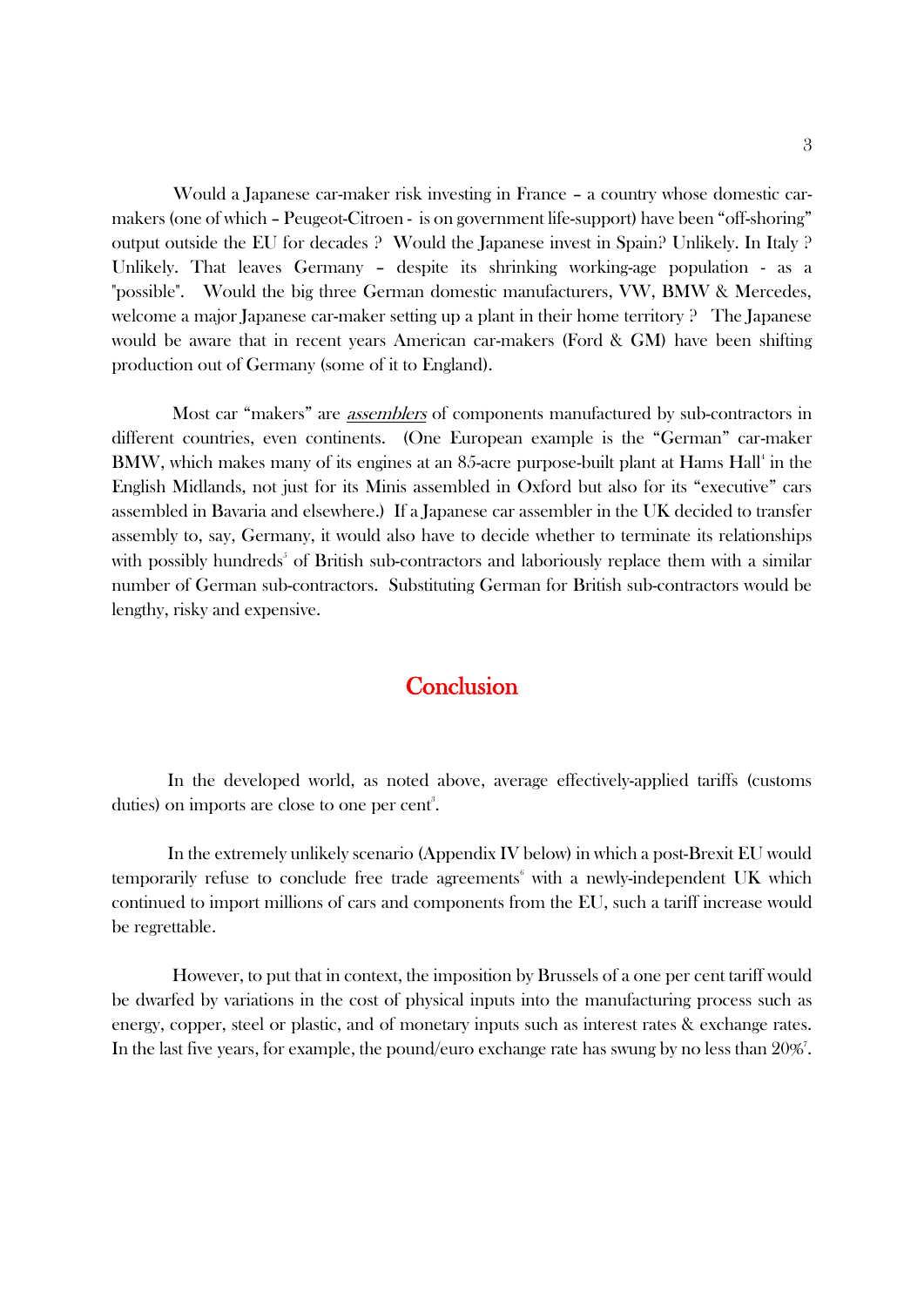Would a Japanese car-maker risk investing in France – a country whose domestic car-makers (one of which – Peugeot-Citroen - is on government life-support) have been "off-shoring" output outside the EU for decades ? Would the Japanese invest in Spain? Unlikely. In Italy ? Unlikely. That leaves Germany – despite its shrinking working-age population - as a "possible". Would the big three German domestic manufacturers, VW, BMW & Mercedes, welcome a major Japanese car-maker setting up a plant in their home territory ? The Japanese would be aware that in recent years American car-makers (Ford & GM) have been shifting production out of Germany (some of it to England).

Most car "makers" are *assemblers* of components manufactured by sub-contractors in different countries, even continents. (One European example is the "German" car-maker BMW, which makes many of its engines at an 85-acre purpose-built plant at Hams Hall[4] in the English Midlands, not just for its Minis assembled in Oxford but also for its "executive" cars assembled in Bavaria and elsewhere.) If a Japanese car assembler in the UK decided to transfer assembly to, say, Germany, it would also have to decide whether to terminate its relationships with possibly hundreds[5] of British sub-contractors and laboriously replace them with a similar number of German sub-contractors. Substituting German for British sub-contractors would be lengthy, risky and expensive.

## Conclusion

In the developed world, as noted above, average effectively-applied tariffs (customs duties) on imports are close to one per cent[3].

In the extremely unlikely scenario (Appendix IV below) in which a post-Brexit EU would temporarily refuse to conclude free trade agreements[6] with a newly-independent UK which continued to import millions of cars and components from the EU, such a tariff increase would be regrettable.

However, to put that in context, the imposition by Brussels of a one per cent tariff would be dwarfed by variations in the cost of physical inputs into the manufacturing process such as energy, copper, steel or plastic, and of monetary inputs such as interest rates & exchange rates. In the last five years, for example, the pound/euro exchange rate has swung by no less than 20%[7].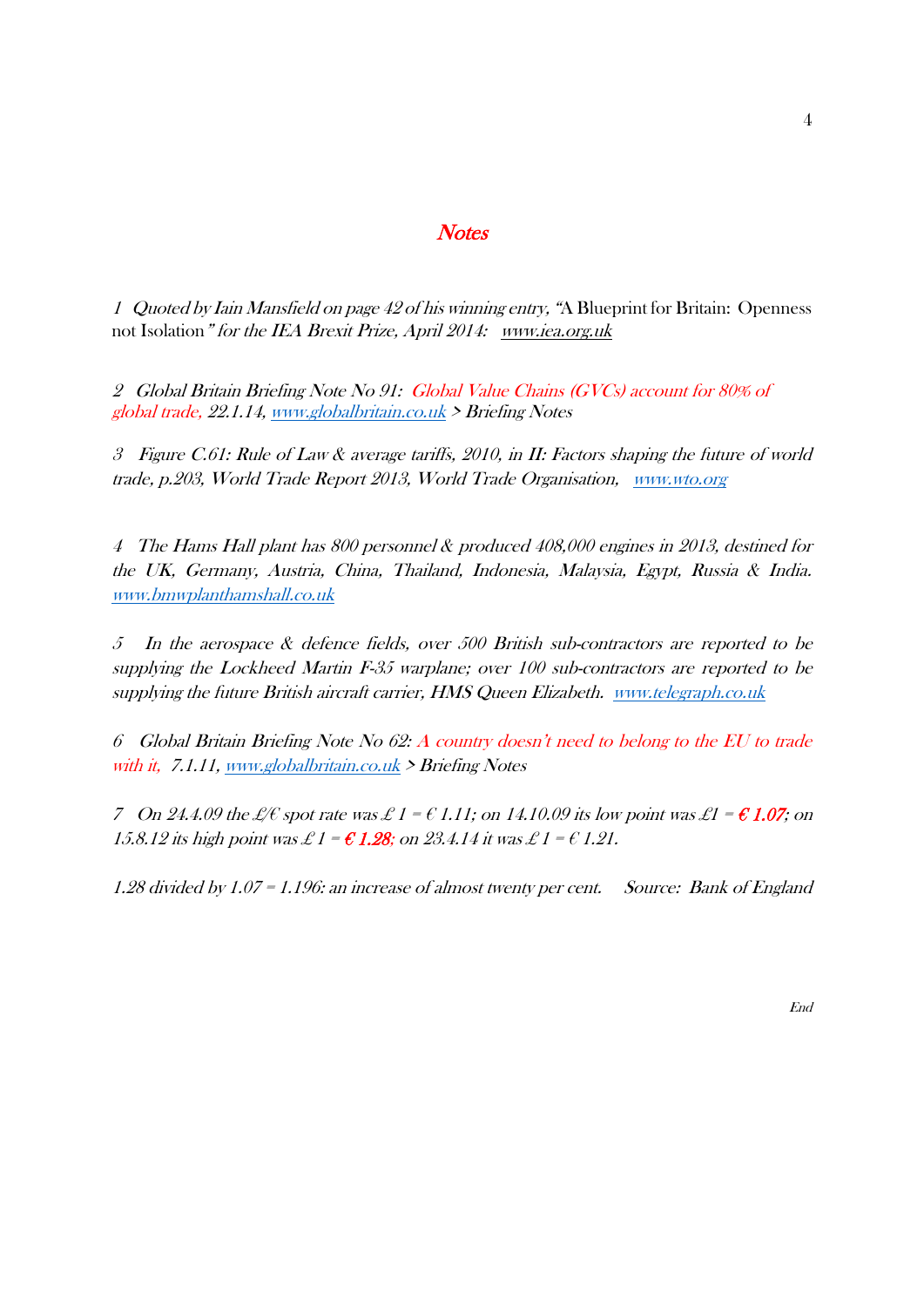## *Notes*

*1 Quoted by Iain Mansfield on page 42 of his winning entry, "*A Blueprint for Britain: Openness not Isolation*" for the IEA Brexit Prize, April 2014: www.iea.org.uk*

*2 Global Britain Briefing Note No 91: Global Value Chains (GVCs) account for 80% of global trade, 22.1.14, www.globalbritain.co.uk > Briefing Notes*

*3 Figure C.61: Rule of Law & average tariffs, 2010, in II: Factors shaping the future of world trade, p.203, World Trade Report 2013, World Trade Organisation, www.wto.org*

*4 The Hams Hall plant has 800 personnel & produced 408,000 engines in 2013, destined for the UK, Germany, Austria, China, Thailand, Indonesia, Malaysia, Egypt, Russia & India. www.bmwplanthamshall.co.uk*

*5 In the aerospace & defence fields, over 500 British sub-contractors are reported to be supplying the Lockheed Martin F-35 warplane; over 100 sub-contractors are reported to be supplying the future British aircraft carrier, HMS Queen Elizabeth. www.telegraph.co.uk*

*6 Global Britain Briefing Note No 62: A country doesn't need to belong to the EU to trade with it, 7.1.11, www.globalbritain.co.uk > Briefing Notes*

*7 On 24.4.09 the £/€ spot rate was £ 1 = € 1.11; on 14.10.09 its low point was £1 = **€ 1.07**; on 15.8.12 its high point was £ 1 = **€ 1.28**; on 23.4.14 it was £ 1 = € 1.21.*

*1.28 divided by 1.07 = 1.196: an increase of almost twenty per cent. Source: Bank of England*

*End*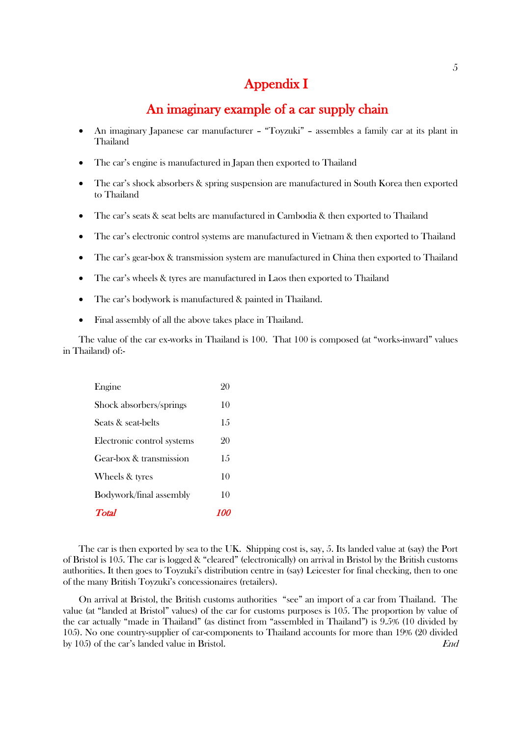# Appendix I

## An imaginary example of a car supply chain

- An imaginary Japanese car manufacturer – "Toyzuki" – assembles a family car at its plant in Thailand
- The car's engine is manufactured in Japan then exported to Thailand
- The car's shock absorbers & spring suspension are manufactured in South Korea then exported to Thailand
- The car's seats & seat belts are manufactured in Cambodia & then exported to Thailand
- The car's electronic control systems are manufactured in Vietnam & then exported to Thailand
- The car's gear-box & transmission system are manufactured in China then exported to Thailand
- The car's wheels & tyres are manufactured in Laos then exported to Thailand
- The car's bodywork is manufactured & painted in Thailand.
- Final assembly of all the above takes place in Thailand.

The value of the car ex-works in Thailand is 100. That 100 is composed (at "works-inward" values in Thailand) of:-

| | |
|---|---|
| Engine | 20 |
| Shock absorbers/springs | 10 |
| Seats & seat-belts | 15 |
| Electronic control systems | 20 |
| Gear-box & transmission | 15 |
| Wheels & tyres | 10 |
| Bodywork/final assembly | 10 |
| ***Total*** | ***100*** |

The car is then exported by sea to the UK. Shipping cost is, say, 5. Its landed value at (say) the Port of Bristol is 105. The car is logged & "cleared" (electronically) on arrival in Bristol by the British customs authorities. It then goes to Toyzuki's distribution centre in (say) Leicester for final checking, then to one of the many British Toyzuki's concessionaires (retailers).

On arrival at Bristol, the British customs authorities "see" an import of a car from Thailand. The value (at "landed at Bristol" values) of the car for customs purposes is 105. The proportion by value of the car actually "made in Thailand" (as distinct from "assembled in Thailand") is 9.5% (10 divided by 105). No one country-supplier of car-components to Thailand accounts for more than 19% (20 divided by 105) of the car's landed value in Bristol.

*End*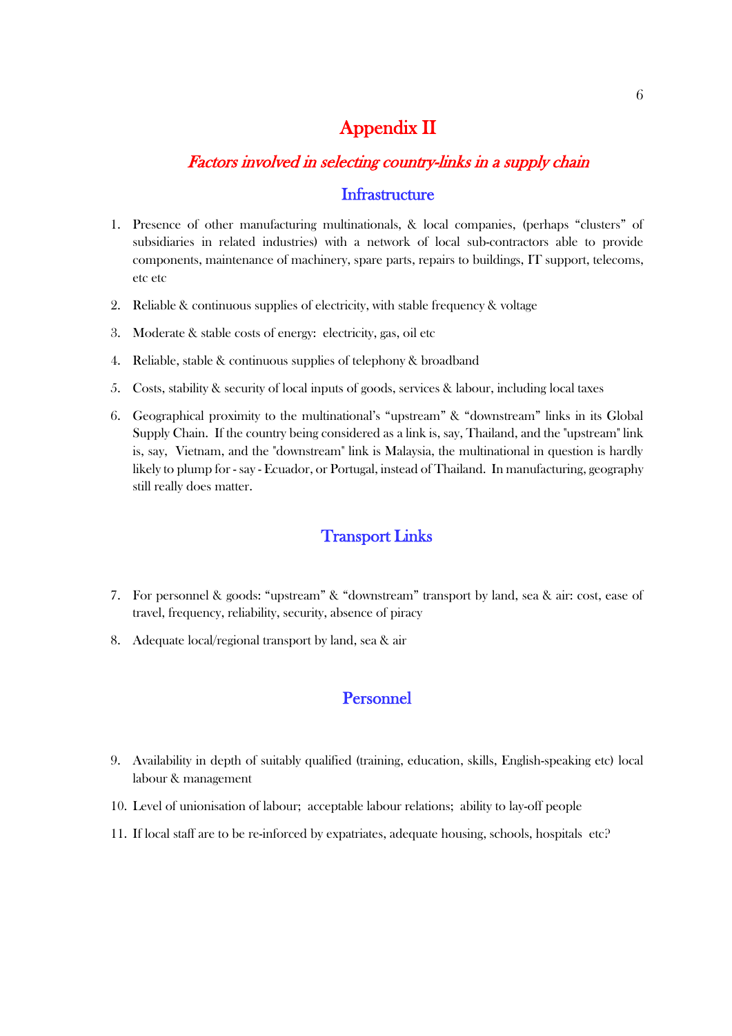# Appendix II

## *Factors involved in selecting country-links in a supply chain*

### Infrastructure

1. Presence of other manufacturing multinationals, & local companies, (perhaps "clusters" of subsidiaries in related industries) with a network of local sub-contractors able to provide components, maintenance of machinery, spare parts, repairs to buildings, IT support, telecoms, etc etc

2. Reliable & continuous supplies of electricity, with stable frequency & voltage

3. Moderate & stable costs of energy: electricity, gas, oil etc

4. Reliable, stable & continuous supplies of telephony & broadband

5. Costs, stability & security of local inputs of goods, services & labour, including local taxes

6. Geographical proximity to the multinational's "upstream" & "downstream" links in its Global Supply Chain. If the country being considered as a link is, say, Thailand, and the "upstream" link is, say, Vietnam, and the "downstream" link is Malaysia, the multinational in question is hardly likely to plump for - say - Ecuador, or Portugal, instead of Thailand. In manufacturing, geography still really does matter.

### Transport Links

7. For personnel & goods: "upstream" & "downstream" transport by land, sea & air: cost, ease of travel, frequency, reliability, security, absence of piracy

8. Adequate local/regional transport by land, sea & air

### Personnel

9. Availability in depth of suitably qualified (training, education, skills, English-speaking etc) local labour & management

10. Level of unionisation of labour; acceptable labour relations; ability to lay-off people

11. If local staff are to be re-inforced by expatriates, adequate housing, schools, hospitals etc?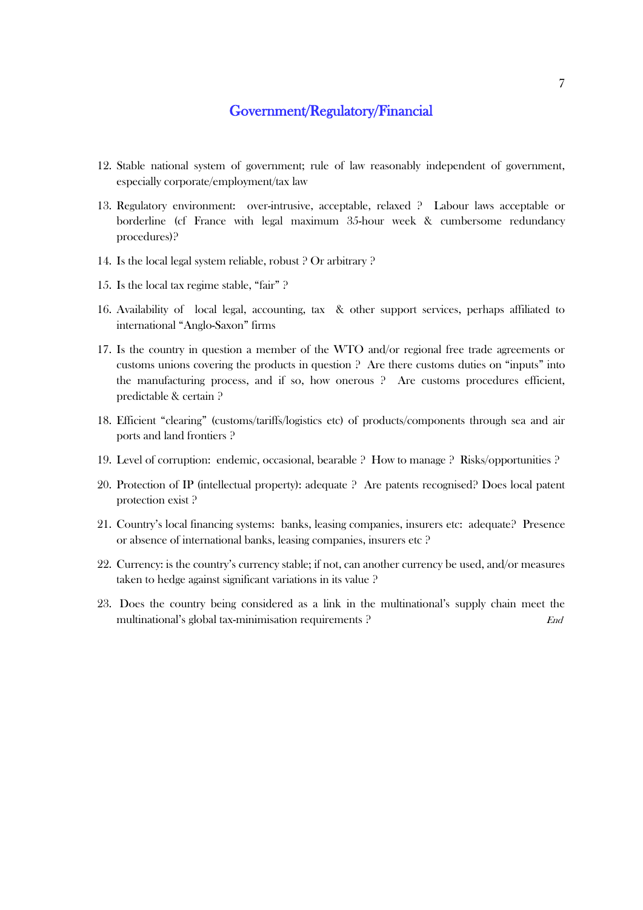## Government/Regulatory/Financial

12. Stable national system of government; rule of law reasonably independent of government, especially corporate/employment/tax law

13. Regulatory environment: over-intrusive, acceptable, relaxed ? Labour laws acceptable or borderline (cf France with legal maximum 35-hour week & cumbersome redundancy procedures)?

14. Is the local legal system reliable, robust ? Or arbitrary ?

15. Is the local tax regime stable, "fair" ?

16. Availability of local legal, accounting, tax & other support services, perhaps affiliated to international "Anglo-Saxon" firms

17. Is the country in question a member of the WTO and/or regional free trade agreements or customs unions covering the products in question ? Are there customs duties on "inputs" into the manufacturing process, and if so, how onerous ? Are customs procedures efficient, predictable & certain ?

18. Efficient "clearing" (customs/tariffs/logistics etc) of products/components through sea and air ports and land frontiers ?

19. Level of corruption: endemic, occasional, bearable ? How to manage ? Risks/opportunities ?

20. Protection of IP (intellectual property): adequate ? Are patents recognised? Does local patent protection exist ?

21. Country's local financing systems: banks, leasing companies, insurers etc: adequate? Presence or absence of international banks, leasing companies, insurers etc ?

22. Currency: is the country's currency stable; if not, can another currency be used, and/or measures taken to hedge against significant variations in its value ?

23. Does the country being considered as a link in the multinational's supply chain meet the multinational's global tax-minimisation requirements ? *End*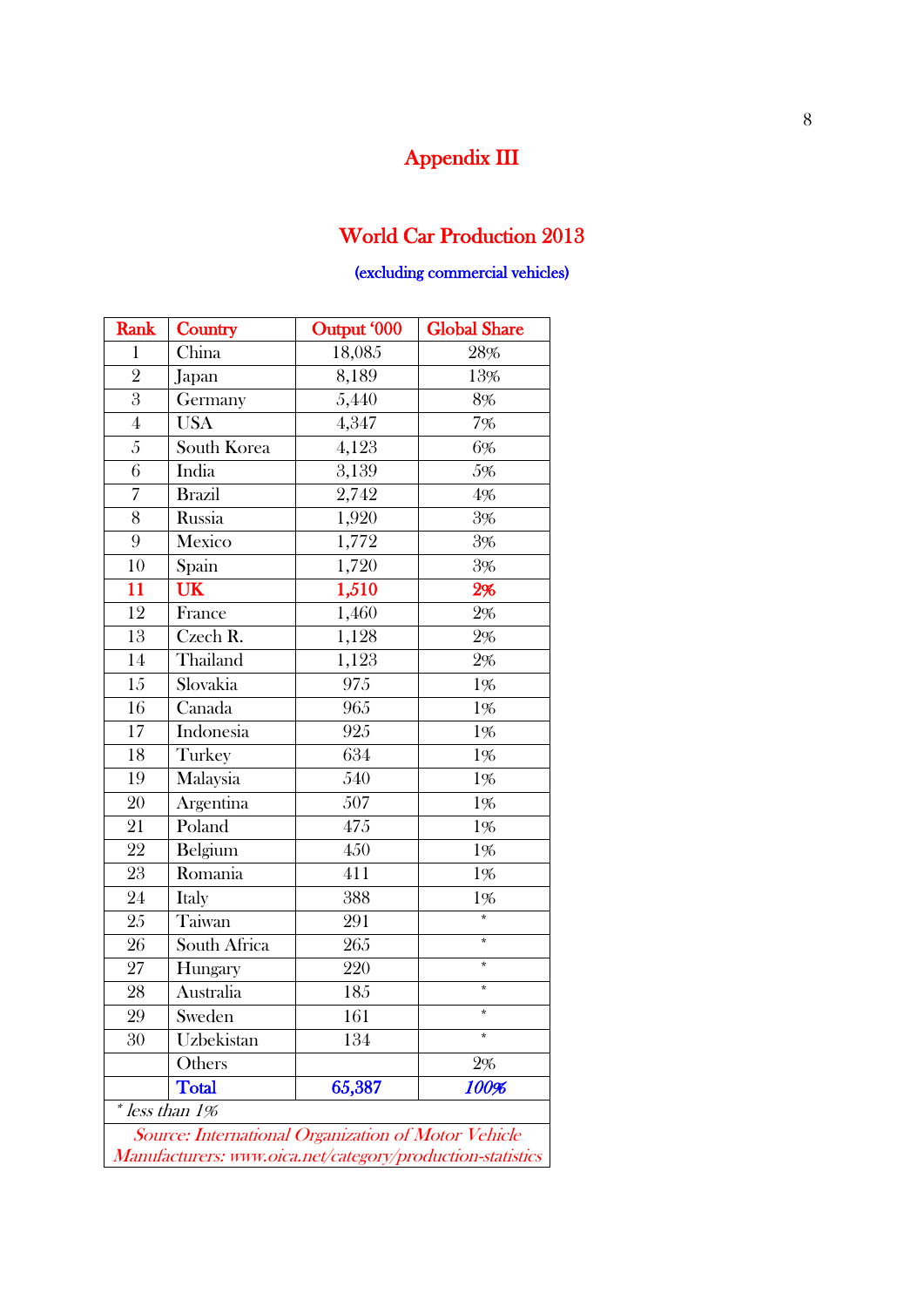# Appendix III

## World Car Production 2013

(excluding commercial vehicles)

| Rank | Country | Output '000 | Global Share |
|---|---|---|---|
| 1 | China | 18,085 | 28% |
| 2 | Japan | 8,189 | 13% |
| 3 | Germany | 5,440 | 8% |
| 4 | USA | 4,347 | 7% |
| 5 | South Korea | 4,123 | 6% |
| 6 | India | 3,139 | 5% |
| 7 | Brazil | 2,742 | 4% |
| 8 | Russia | 1,920 | 3% |
| 9 | Mexico | 1,772 | 3% |
| 10 | Spain | 1,720 | 3% |
| 11 | UK | 1,510 | 2% |
| 12 | France | 1,460 | 2% |
| 13 | Czech R. | 1,128 | 2% |
| 14 | Thailand | 1,123 | 2% |
| 15 | Slovakia | 975 | 1% |
| 16 | Canada | 965 | 1% |
| 17 | Indonesia | 925 | 1% |
| 18 | Turkey | 634 | 1% |
| 19 | Malaysia | 540 | 1% |
| 20 | Argentina | 507 | 1% |
| 21 | Poland | 475 | 1% |
| 22 | Belgium | 450 | 1% |
| 23 | Romania | 411 | 1% |
| 24 | Italy | 388 | 1% |
| 25 | Taiwan | 291 | * |
| 26 | South Africa | 265 | * |
| 27 | Hungary | 220 | * |
| 28 | Australia | 185 | * |
| 29 | Sweden | 161 | * |
| 30 | Uzbekistan | 134 | * |
| | Others | | 2% |
| | **Total** | **65,387** | ***100%*** |

*\* less than 1%*

*Source: International Organization of Motor Vehicle Manufacturers: www.oica.net/category/production-statistics*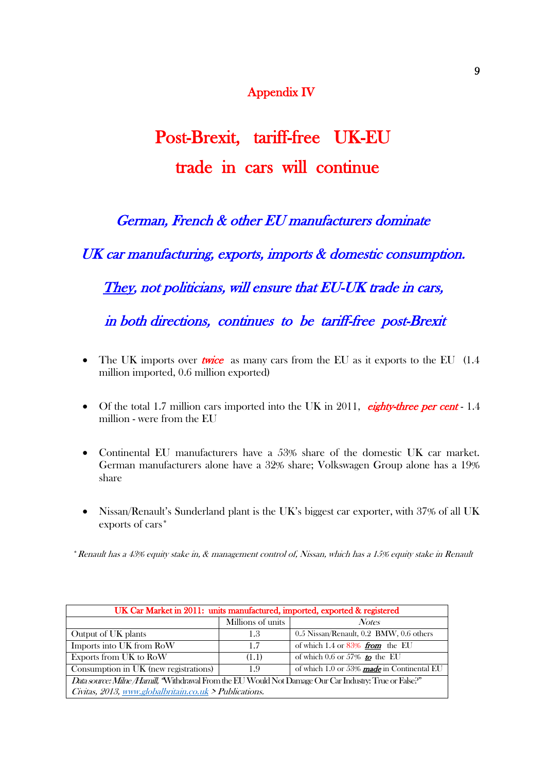## Appendix IV

# Post-Brexit, tariff-free UK-EU trade in cars will continue

### *German, French & other EU manufacturers dominate UK car manufacturing, exports, imports & domestic consumption.*

### *They, not politicians, will ensure that EU-UK trade in cars, in both directions, continues to be tariff-free post-Brexit*

- The UK imports over ***twice*** as many cars from the EU as it exports to the EU (1.4 million imported, 0.6 million exported)

- Of the total 1.7 million cars imported into the UK in 2011, ***eighty-three per cent*** - 1.4 million - were from the EU

- Continental EU manufacturers have a 53% share of the domestic UK car market. German manufacturers alone have a 32% share; Volkswagen Group alone has a 19% share

- Nissan/Renault's Sunderland plant is the UK's biggest car exporter, with 37% of all UK exports of cars*

*\* Renault has a 43% equity stake in, & management control of, Nissan, which has a 15% equity stake in Renault*

| UK Car Market in 2011: units manufactured, imported, exported & registered | | |
|---|---|---|
| | Millions of units | *Notes* |
| Output of UK plants | 1.3 | 0.5 Nissan/Renault, 0.2 BMW, 0.6 others |
| Imports into UK from RoW | 1.7 | of which 1.4 or 83% ***from*** the EU |
| Exports from UK to RoW | (1.1) | of which 0.6 or 57% ***to*** the EU |
| Consumption in UK (new registrations) | 1.9 | of which 1.0 or 53% ***made*** in Continental EU |
| *Data source: Milne/Hamill, "Withdrawal From the EU Would Not Damage Our Car Industry: True or False?" Civitas, 2013, www.globalbritain.co.uk > Publications.* | | |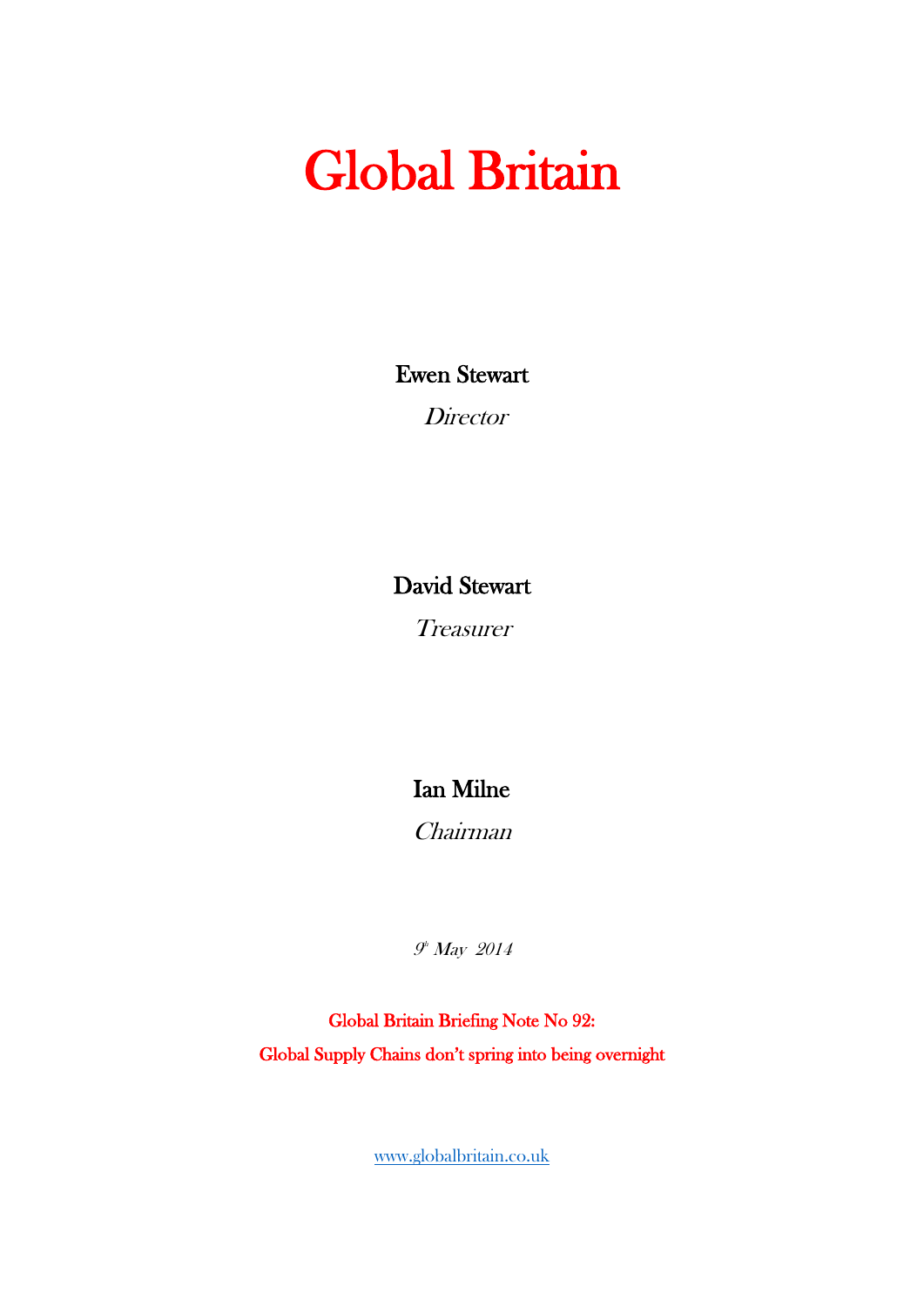# Global Britain

**Ewen Stewart**

*Director*

**David Stewart**

*Treasurer*

**Ian Milne**

*Chairman*

*9th May 2014*

**Global Britain Briefing Note No 92:**

**Global Supply Chains don't spring into being overnight**

www.globalbritain.co.uk